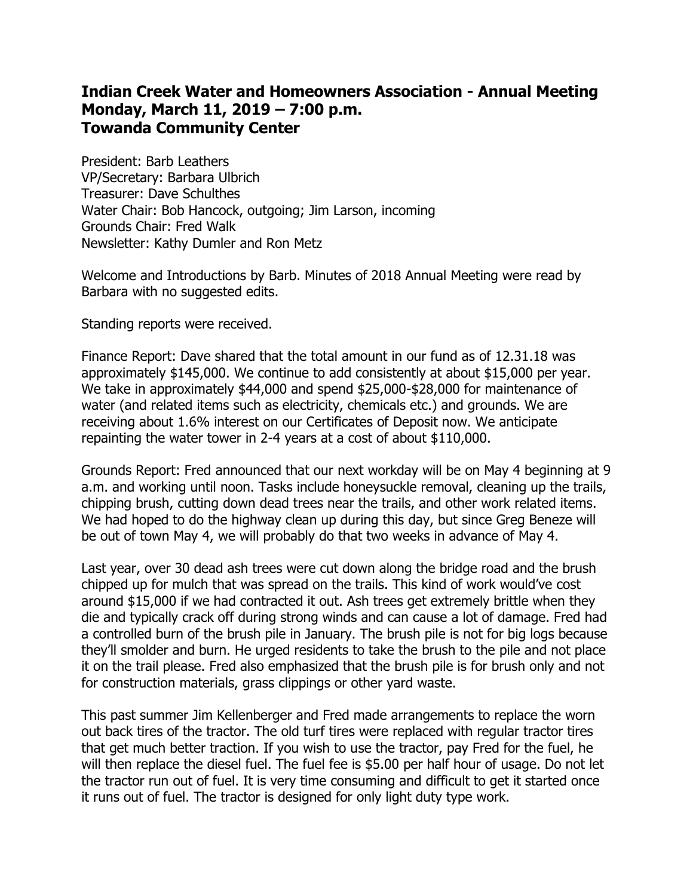# Indian Creek Water and Homeowners Association - Annual Meeting
# Monday, March 11, 2019 – 7:00 p.m.
# Towanda Community Center

President: Barb Leathers
VP/Secretary: Barbara Ulbrich
Treasurer: Dave Schulthes
Water Chair: Bob Hancock, outgoing; Jim Larson, incoming
Grounds Chair: Fred Walk
Newsletter: Kathy Dumler and Ron Metz

Welcome and Introductions by Barb. Minutes of 2018 Annual Meeting were read by Barbara with no suggested edits.

Standing reports were received.

Finance Report: Dave shared that the total amount in our fund as of 12.31.18 was approximately $145,000. We continue to add consistently at about $15,000 per year. We take in approximately $44,000 and spend $25,000-$28,000 for maintenance of water (and related items such as electricity, chemicals etc.) and grounds. We are receiving about 1.6% interest on our Certificates of Deposit now. We anticipate repainting the water tower in 2-4 years at a cost of about $110,000.

Grounds Report: Fred announced that our next workday will be on May 4 beginning at 9 a.m. and working until noon. Tasks include honeysuckle removal, cleaning up the trails, chipping brush, cutting down dead trees near the trails, and other work related items. We had hoped to do the highway clean up during this day, but since Greg Beneze will be out of town May 4, we will probably do that two weeks in advance of May 4.

Last year, over 30 dead ash trees were cut down along the bridge road and the brush chipped up for mulch that was spread on the trails. This kind of work would've cost around $15,000 if we had contracted it out. Ash trees get extremely brittle when they die and typically crack off during strong winds and can cause a lot of damage. Fred had a controlled burn of the brush pile in January. The brush pile is not for big logs because they'll smolder and burn. He urged residents to take the brush to the pile and not place it on the trail please. Fred also emphasized that the brush pile is for brush only and not for construction materials, grass clippings or other yard waste.

This past summer Jim Kellenberger and Fred made arrangements to replace the worn out back tires of the tractor. The old turf tires were replaced with regular tractor tires that get much better traction. If you wish to use the tractor, pay Fred for the fuel, he will then replace the diesel fuel. The fuel fee is $5.00 per half hour of usage. Do not let the tractor run out of fuel. It is very time consuming and difficult to get it started once it runs out of fuel. The tractor is designed for only light duty type work.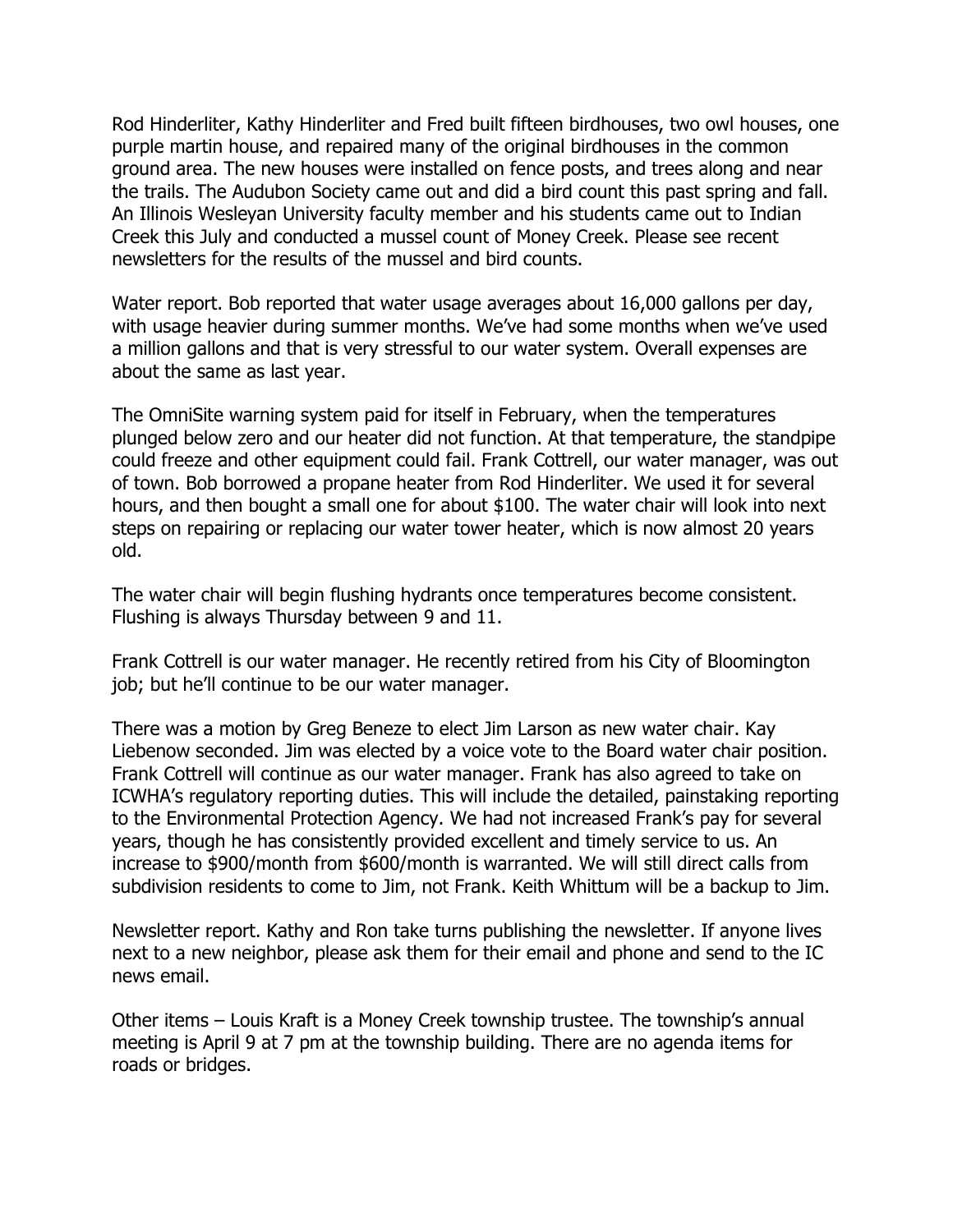Rod Hinderliter, Kathy Hinderliter and Fred built fifteen birdhouses, two owl houses, one purple martin house, and repaired many of the original birdhouses in the common ground area. The new houses were installed on fence posts, and trees along and near the trails. The Audubon Society came out and did a bird count this past spring and fall. An Illinois Wesleyan University faculty member and his students came out to Indian Creek this July and conducted a mussel count of Money Creek. Please see recent newsletters for the results of the mussel and bird counts.

Water report. Bob reported that water usage averages about 16,000 gallons per day, with usage heavier during summer months. We've had some months when we've used a million gallons and that is very stressful to our water system. Overall expenses are about the same as last year.

The OmniSite warning system paid for itself in February, when the temperatures plunged below zero and our heater did not function. At that temperature, the standpipe could freeze and other equipment could fail. Frank Cottrell, our water manager, was out of town. Bob borrowed a propane heater from Rod Hinderliter. We used it for several hours, and then bought a small one for about $100. The water chair will look into next steps on repairing or replacing our water tower heater, which is now almost 20 years old.

The water chair will begin flushing hydrants once temperatures become consistent. Flushing is always Thursday between 9 and 11.

Frank Cottrell is our water manager. He recently retired from his City of Bloomington job; but he'll continue to be our water manager.

There was a motion by Greg Beneze to elect Jim Larson as new water chair. Kay Liebenow seconded. Jim was elected by a voice vote to the Board water chair position. Frank Cottrell will continue as our water manager. Frank has also agreed to take on ICWHA's regulatory reporting duties. This will include the detailed, painstaking reporting to the Environmental Protection Agency. We had not increased Frank's pay for several years, though he has consistently provided excellent and timely service to us. An increase to $900/month from $600/month is warranted. We will still direct calls from subdivision residents to come to Jim, not Frank. Keith Whittum will be a backup to Jim.

Newsletter report. Kathy and Ron take turns publishing the newsletter. If anyone lives next to a new neighbor, please ask them for their email and phone and send to the IC news email.

Other items – Louis Kraft is a Money Creek township trustee. The township's annual meeting is April 9 at 7 pm at the township building. There are no agenda items for roads or bridges.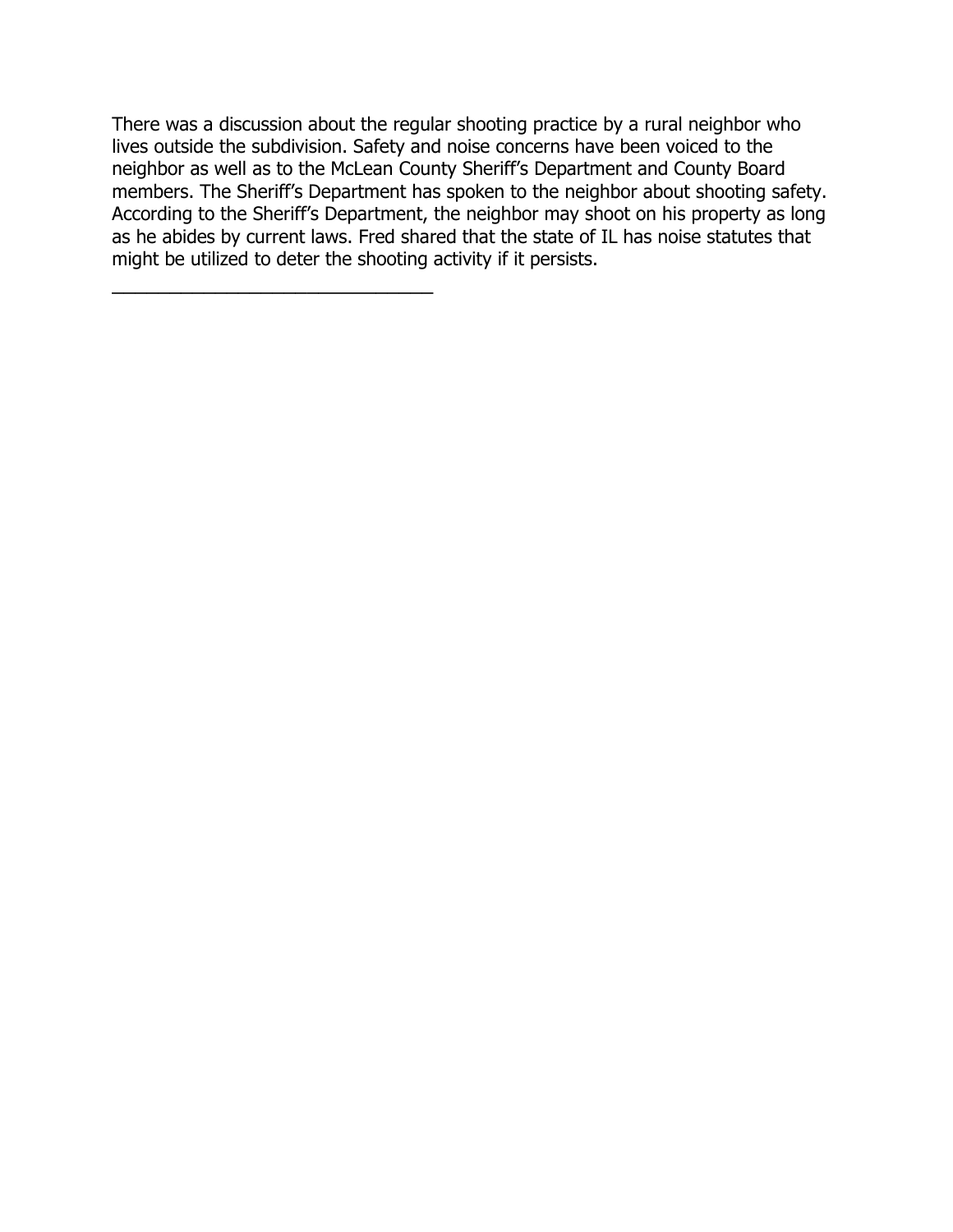There was a discussion about the regular shooting practice by a rural neighbor who lives outside the subdivision. Safety and noise concerns have been voiced to the neighbor as well as to the McLean County Sheriff's Department and County Board members. The Sheriff's Department has spoken to the neighbor about shooting safety. According to the Sheriff's Department, the neighbor may shoot on his property as long as he abides by current laws. Fred shared that the state of IL has noise statutes that might be utilized to deter the shooting activity if it persists.

________________________________